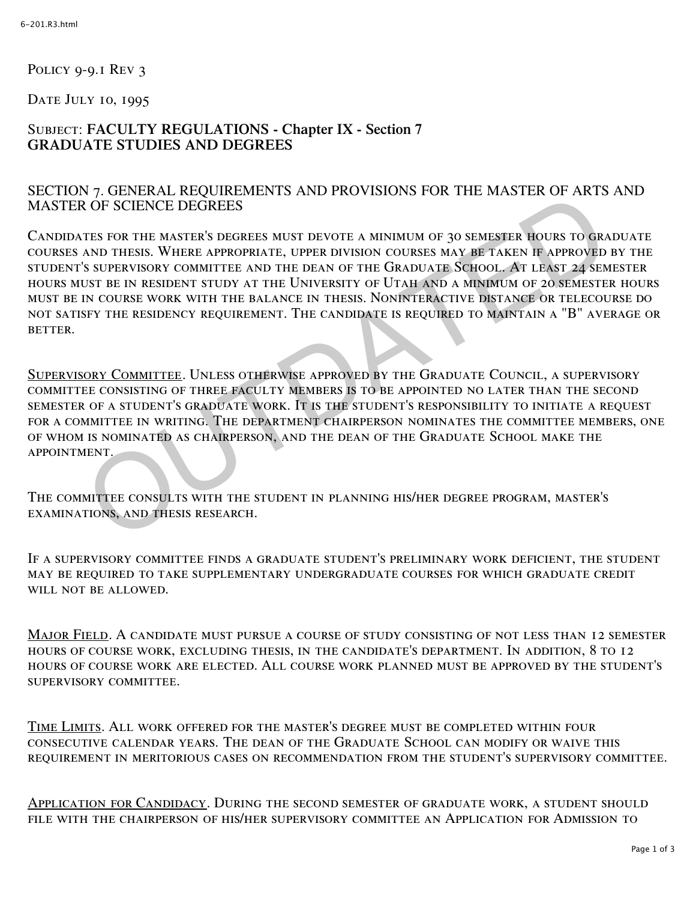Policy 9-9.1 Rev 3

Date July 10, 1995

Subject: **FACULTY REGULATIONS - Chapter IX - Section 7**
**GRADUATE STUDIES AND DEGREES**

## SECTION 7. GENERAL REQUIREMENTS AND PROVISIONS FOR THE MASTER OF ARTS AND MASTER OF SCIENCE DEGREES

Candidates for the master's degrees must devote a minimum of 30 semester hours to graduate courses and thesis. Where appropriate, upper division courses may be taken if approved by the student's supervisory committee and the dean of the Graduate School. At least 24 semester hours must be in resident study at the University of Utah and a minimum of 20 semester hours must be in course work with the balance in thesis. Noninteractive distance or telecourse do not satisfy the residency requirement. The candidate is required to maintain a "B" average or better.

Supervisory Committee. Unless otherwise approved by the Graduate Council, a supervisory committee consisting of three faculty members is to be appointed no later than the second semester of a student's graduate work. It is the student's responsibility to initiate a request for a committee in writing. The department chairperson nominates the committee members, one of whom is nominated as chairperson, and the dean of the Graduate School make the appointment.

The committee consults with the student in planning his/her degree program, master's examinations, and thesis research.

If a supervisory committee finds a graduate student's preliminary work deficient, the student may be required to take supplementary undergraduate courses for which graduate credit will not be allowed.

Major Field. A candidate must pursue a course of study consisting of not less than 12 semester hours of course work, excluding thesis, in the candidate's department. In addition, 8 to 12 hours of course work are elected. All course work planned must be approved by the student's supervisory committee.

Time Limits. All work offered for the master's degree must be completed within four consecutive calendar years. The dean of the Graduate School can modify or waive this requirement in meritorious cases on recommendation from the student's supervisory committee.

Application for Candidacy. During the second semester of graduate work, a student should file with the chairperson of his/her supervisory committee an Application for Admission to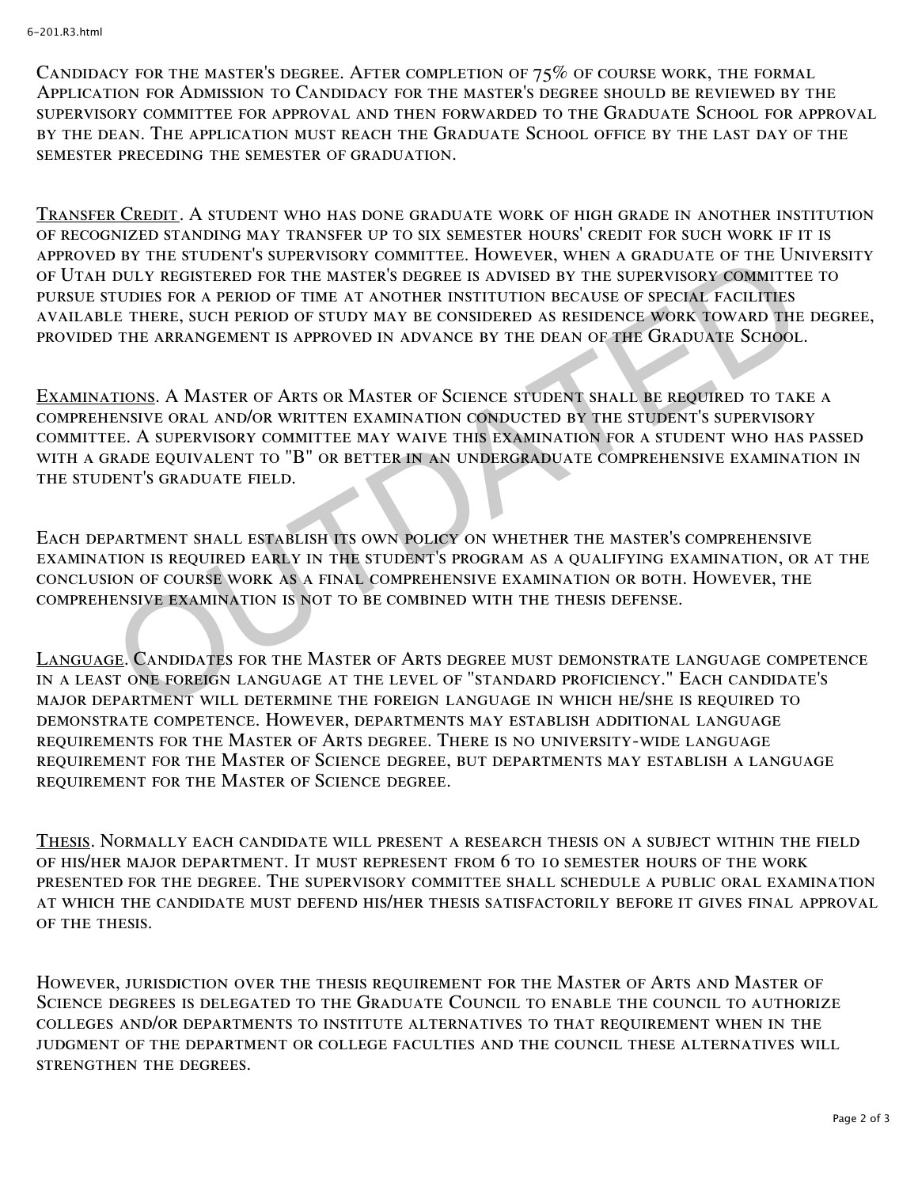Candidacy for the master's degree. After completion of 75% of course work, the formal Application for Admission to Candidacy for the master's degree should be reviewed by the supervisory committee for approval and then forwarded to the Graduate School for approval by the dean. The application must reach the Graduate School office by the last day of the semester preceding the semester of graduation.

Transfer Credit. A student who has done graduate work of high grade in another institution of recognized standing may transfer up to six semester hours' credit for such work if it is approved by the student's supervisory committee. However, when a graduate of the University of Utah duly registered for the master's degree is advised by the supervisory committee to pursue studies for a period of time at another institution because of special facilities available there, such period of study may be considered as residence work toward the degree, provided the arrangement is approved in advance by the dean of the Graduate School.

Examinations. A Master of Arts or Master of Science student shall be required to take a comprehensive oral and/or written examination conducted by the student's supervisory committee. A supervisory committee may waive this examination for a student who has passed with a grade equivalent to "B" or better in an undergraduate comprehensive examination in the student's graduate field.

Each department shall establish its own policy on whether the master's comprehensive examination is required early in the student's program as a qualifying examination, or at the conclusion of course work as a final comprehensive examination or both. However, the comprehensive examination is not to be combined with the thesis defense.

Language. Candidates for the Master of Arts degree must demonstrate language competence in a least one foreign language at the level of "standard proficiency." Each candidate's major department will determine the foreign language in which he/she is required to demonstrate competence. However, departments may establish additional language requirements for the Master of Arts degree. There is no university-wide language requirement for the Master of Science degree, but departments may establish a language requirement for the Master of Science degree.

Thesis. Normally each candidate will present a research thesis on a subject within the field of his/her major department. It must represent from 6 to 10 semester hours of the work presented for the degree. The supervisory committee shall schedule a public oral examination at which the candidate must defend his/her thesis satisfactorily before it gives final approval of the thesis.

However, jurisdiction over the thesis requirement for the Master of Arts and Master of Science degrees is delegated to the Graduate Council to enable the council to authorize colleges and/or departments to institute alternatives to that requirement when in the judgment of the department or college faculties and the council these alternatives will strengthen the degrees.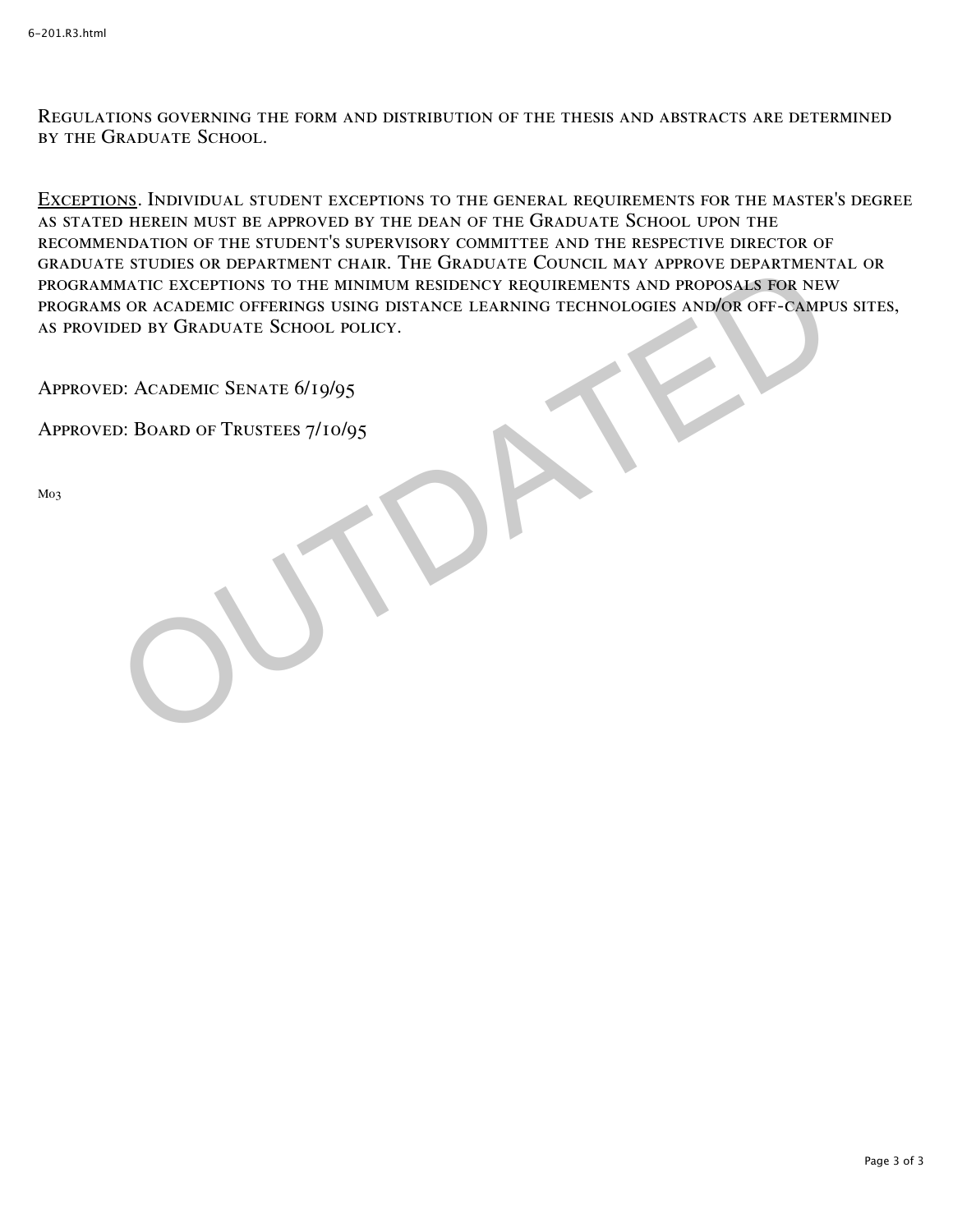Regulations governing the form and distribution of the thesis and abstracts are determined by the Graduate School.

Exceptions. Individual student exceptions to the general requirements for the master's degree as stated herein must be approved by the dean of the Graduate School upon the recommendation of the student's supervisory committee and the respective director of graduate studies or department chair. The Graduate Council may approve departmental or programmatic exceptions to the minimum residency requirements and proposals for new programs or academic offerings using distance learning technologies and/or off-campus sites, as provided by Graduate School policy.

Approved: Academic Senate 6/19/95

Approved: Board of Trustees 7/10/95

M03

OUTDATED